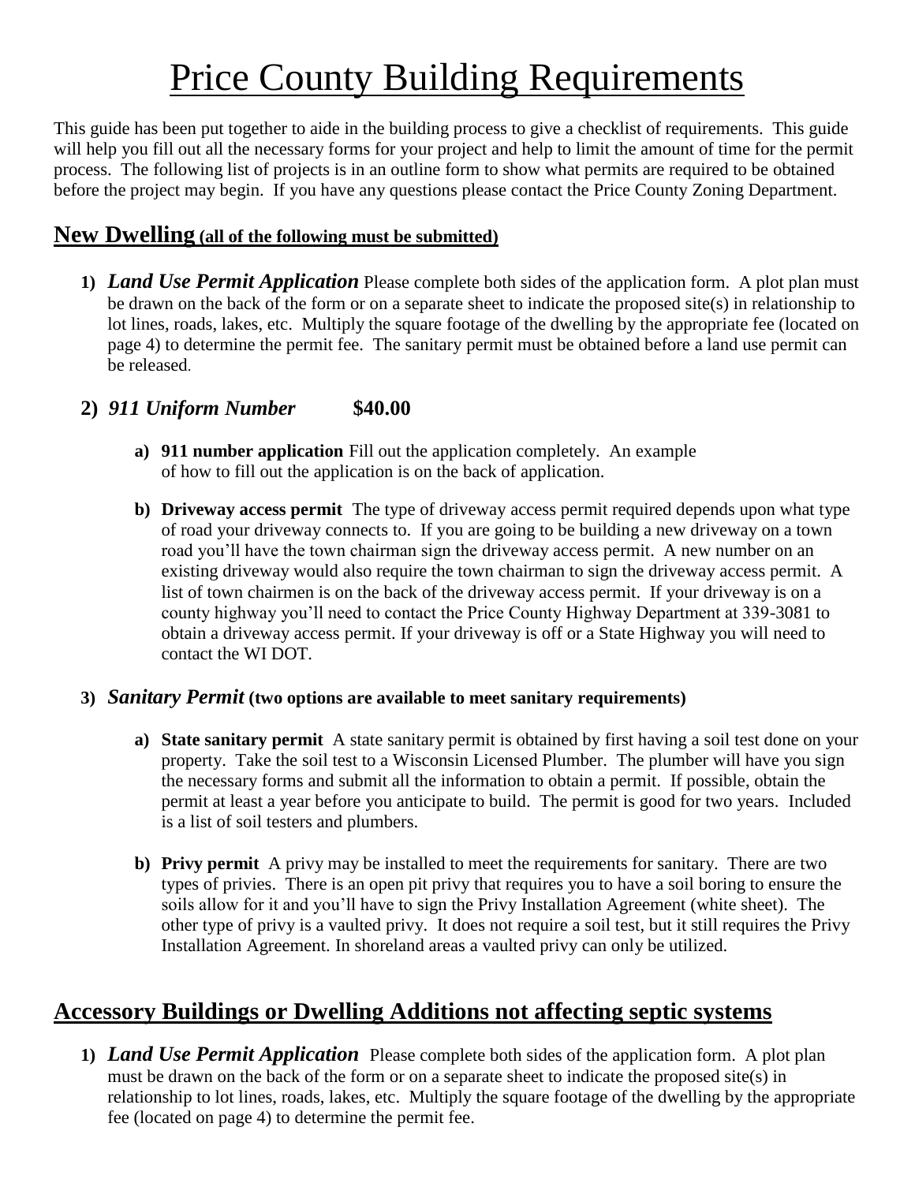# Price County Building Requirements

This guide has been put together to aide in the building process to give a checklist of requirements. This guide will help you fill out all the necessary forms for your project and help to limit the amount of time for the permit process. The following list of projects is in an outline form to show what permits are required to be obtained before the project may begin. If you have any questions please contact the Price County Zoning Department.

## New Dwelling (all of the following must be submitted)

1) ***Land Use Permit Application*** Please complete both sides of the application form. A plot plan must be drawn on the back of the form or on a separate sheet to indicate the proposed site(s) in relationship to lot lines, roads, lakes, etc. Multiply the square footage of the dwelling by the appropriate fee (located on page 4) to determine the permit fee. The sanitary permit must be obtained before a land use permit can be released.

2) ***911 Uniform Number*** **$40.00**

   a) **911 number application** Fill out the application completely. An example of how to fill out the application is on the back of application.

   b) **Driveway access permit** The type of driveway access permit required depends upon what type of road your driveway connects to. If you are going to be building a new driveway on a town road you'll have the town chairman sign the driveway access permit. A new number on an existing driveway would also require the town chairman to sign the driveway access permit. A list of town chairmen is on the back of the driveway access permit. If your driveway is on a county highway you'll need to contact the Price County Highway Department at 339-3081 to obtain a driveway access permit. If your driveway is off or a State Highway you will need to contact the WI DOT.

3) ***Sanitary Permit*** **(two options are available to meet sanitary requirements)**

   a) **State sanitary permit** A state sanitary permit is obtained by first having a soil test done on your property. Take the soil test to a Wisconsin Licensed Plumber. The plumber will have you sign the necessary forms and submit all the information to obtain a permit. If possible, obtain the permit at least a year before you anticipate to build. The permit is good for two years. Included is a list of soil testers and plumbers.

   b) **Privy permit** A privy may be installed to meet the requirements for sanitary. There are two types of privies. There is an open pit privy that requires you to have a soil boring to ensure the soils allow for it and you'll have to sign the Privy Installation Agreement (white sheet). The other type of privy is a vaulted privy. It does not require a soil test, but it still requires the Privy Installation Agreement. In shoreland areas a vaulted privy can only be utilized.

## Accessory Buildings or Dwelling Additions not affecting septic systems

1) ***Land Use Permit Application*** Please complete both sides of the application form. A plot plan must be drawn on the back of the form or on a separate sheet to indicate the proposed site(s) in relationship to lot lines, roads, lakes, etc. Multiply the square footage of the dwelling by the appropriate fee (located on page 4) to determine the permit fee.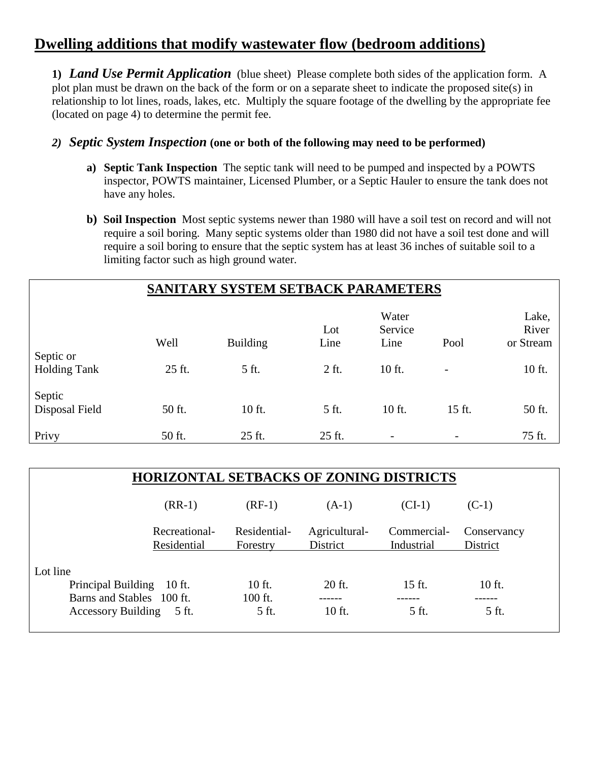## Dwelling additions that modify wastewater flow (bedroom additions)

**1)** ***Land Use Permit Application*** (blue sheet) Please complete both sides of the application form. A plot plan must be drawn on the back of the form or on a separate sheet to indicate the proposed site(s) in relationship to lot lines, roads, lakes, etc. Multiply the square footage of the dwelling by the appropriate fee (located on page 4) to determine the permit fee.

***2) Septic System Inspection*** **(one or both of the following may need to be performed)**

- **a) Septic Tank Inspection** The septic tank will need to be pumped and inspected by a POWTS inspector, POWTS maintainer, Licensed Plumber, or a Septic Hauler to ensure the tank does not have any holes.
- **b) Soil Inspection** Most septic systems newer than 1980 will have a soil test on record and will not require a soil boring. Many septic systems older than 1980 did not have a soil test done and will require a soil boring to ensure that the septic system has at least 36 inches of suitable soil to a limiting factor such as high ground water.

**SANITARY SYSTEM SETBACK PARAMETERS**

| | Well | Building | Lot Line | Water Service Line | Pool | Lake, River or Stream |
|---|---|---|---|---|---|---|
| Septic or Holding Tank | 25 ft. | 5 ft. | 2 ft. | 10 ft. | - | 10 ft. |
| Septic Disposal Field | 50 ft. | 10 ft. | 5 ft. | 10 ft. | 15 ft. | 50 ft. |
| Privy | 50 ft. | 25 ft. | 25 ft. | - | - | 75 ft. |

**HORIZONTAL SETBACKS OF ZONING DISTRICTS**

| | (RR-1) Recreational-Residential | (RF-1) Residential-Forestry | (A-1) Agricultural-District | (CI-1) Commercial-Industrial | (C-1) Conservancy District |
|---|---|---|---|---|---|
| Lot line | | | | | |
| Principal Building | 10 ft. | 10 ft. | 20 ft. | 15 ft. | 10 ft. |
| Barns and Stables | 100 ft. | 100 ft. | ------ | ------ | ------ |
| Accessory Building | 5 ft. | 5 ft. | 10 ft. | 5 ft. | 5 ft. |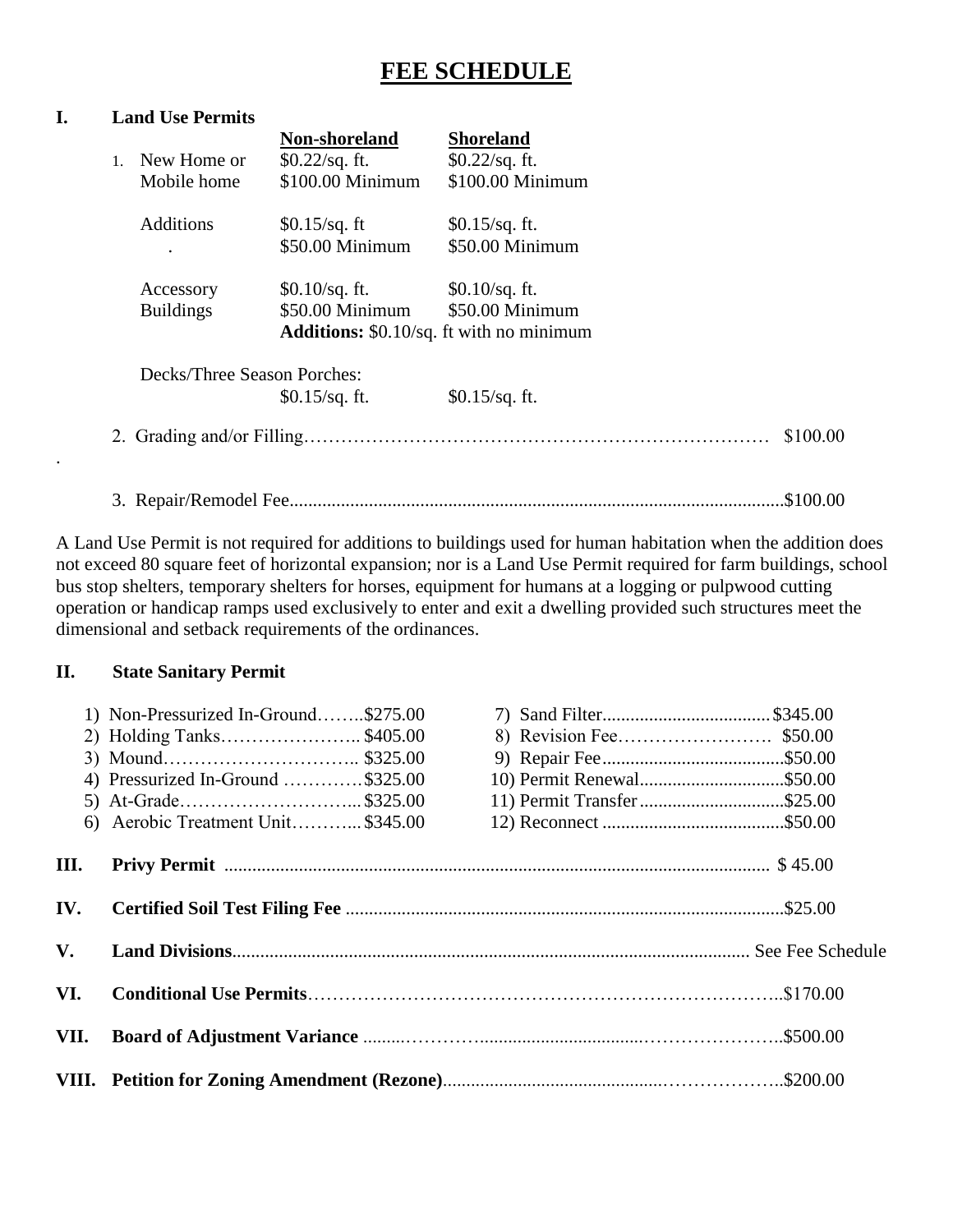# FEE SCHEDULE

## I. Land Use Permits

| | Non-shoreland | Shoreland |
|---|---|---|
| 1. New Home or Mobile home | \$0.22/sq. ft.<br>\$100.00 Minimum | \$0.22/sq. ft.<br>\$100.00 Minimum |
| Additions | \$0.15/sq. ft<br>\$50.00 Minimum | \$0.15/sq. ft.<br>\$50.00 Minimum |
| Accessory Buildings | \$0.10/sq. ft.<br>\$50.00 Minimum | \$0.10/sq. ft.<br>\$50.00 Minimum |
| | **Additions:** \$0.10/sq. ft with no minimum | |
| Decks/Three Season Porches: | \$0.15/sq. ft. | \$0.15/sq. ft. |

2. Grading and/or Filling………………………………………………………………… \$100.00

3. Repair/Remodel Fee..........................................................................................................\$100.00

A Land Use Permit is not required for additions to buildings used for human habitation when the addition does not exceed 80 square feet of horizontal expansion; nor is a Land Use Permit required for farm buildings, school bus stop shelters, temporary shelters for horses, equipment for humans at a logging or pulpwood cutting operation or handicap ramps used exclusively to enter and exit a dwelling provided such structures meet the dimensional and setback requirements of the ordinances.

## II. State Sanitary Permit

1) Non-Pressurized In-Ground……..\$275.00
2) Holding Tanks………………….. \$405.00
3) Mound………………………….. \$325.00
4) Pressurized In-Ground …………\$325.00
5) At-Grade………………………...\$325.00
6) Aerobic Treatment Unit………...\$345.00
7) Sand Filter....................................\$345.00
8) Revision Fee……………………. \$50.00
9) Repair Fee.......................................\$50.00
10) Permit Renewal...............................\$50.00
11) Permit Transfer...............................\$25.00
12) Reconnect .......................................\$50.00

## III. Privy Permit .................................................................................................................... \$ 45.00

## IV. Certified Soil Test Filing Fee ............................................................................................\$25.00

## V. Land Divisions............................................................................................................. See Fee Schedule

## VI. Conditional Use Permits………………………………………………………………..\$170.00

## VII. Board of Adjustment Variance .........…………..................................……………………..\$500.00

## VIII. Petition for Zoning Amendment (Rezone)..............................................………………..\$200.00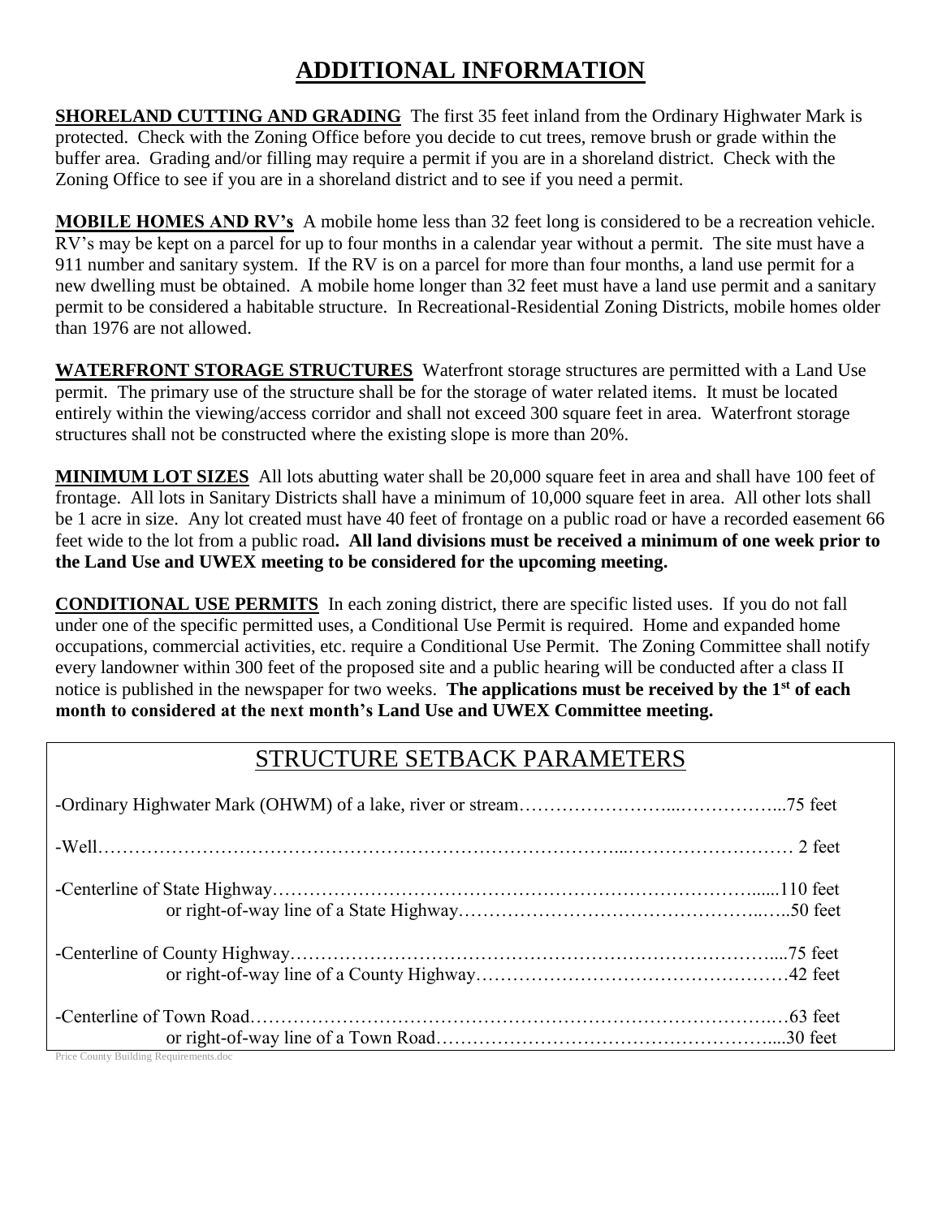# ADDITIONAL INFORMATION

**SHORELAND CUTTING AND GRADING** The first 35 feet inland from the Ordinary Highwater Mark is protected. Check with the Zoning Office before you decide to cut trees, remove brush or grade within the buffer area. Grading and/or filling may require a permit if you are in a shoreland district. Check with the Zoning Office to see if you are in a shoreland district and to see if you need a permit.

**MOBILE HOMES AND RV's** A mobile home less than 32 feet long is considered to be a recreation vehicle. RV's may be kept on a parcel for up to four months in a calendar year without a permit. The site must have a 911 number and sanitary system. If the RV is on a parcel for more than four months, a land use permit for a new dwelling must be obtained. A mobile home longer than 32 feet must have a land use permit and a sanitary permit to be considered a habitable structure. In Recreational-Residential Zoning Districts, mobile homes older than 1976 are not allowed.

**WATERFRONT STORAGE STRUCTURES** Waterfront storage structures are permitted with a Land Use permit. The primary use of the structure shall be for the storage of water related items. It must be located entirely within the viewing/access corridor and shall not exceed 300 square feet in area. Waterfront storage structures shall not be constructed where the existing slope is more than 20%.

**MINIMUM LOT SIZES** All lots abutting water shall be 20,000 square feet in area and shall have 100 feet of frontage. All lots in Sanitary Districts shall have a minimum of 10,000 square feet in area. All other lots shall be 1 acre in size. Any lot created must have 40 feet of frontage on a public road or have a recorded easement 66 feet wide to the lot from a public road**. All land divisions must be received a minimum of one week prior to the Land Use and UWEX meeting to be considered for the upcoming meeting.**

**CONDITIONAL USE PERMITS** In each zoning district, there are specific listed uses. If you do not fall under one of the specific permitted uses, a Conditional Use Permit is required. Home and expanded home occupations, commercial activities, etc. require a Conditional Use Permit. The Zoning Committee shall notify every landowner within 300 feet of the proposed site and a public hearing will be conducted after a class II notice is published in the newspaper for two weeks. **The applications must be received by the 1st of each month to considered at the next month's Land Use and UWEX Committee meeting.**

## STRUCTURE SETBACK PARAMETERS

-Ordinary Highwater Mark (OHWM) of a lake, river or stream……………………...……………...75 feet

-Well…………………………………………………………………………...……………………… 2 feet

-Centerline of State Highway………………………………….………………………………......110 feet
or right-of-way line of a State Highway………………………………………..…..50 feet

-Centerline of County Highway…………………………………………………………………....75 feet
or right-of-way line of a County Highway……………………………………………42 feet

-Centerline of Town Road…………………………………………………………………….……63 feet
or right-of-way line of a Town Road……………………………………………….....30 feet

Price County Building Requirements.doc